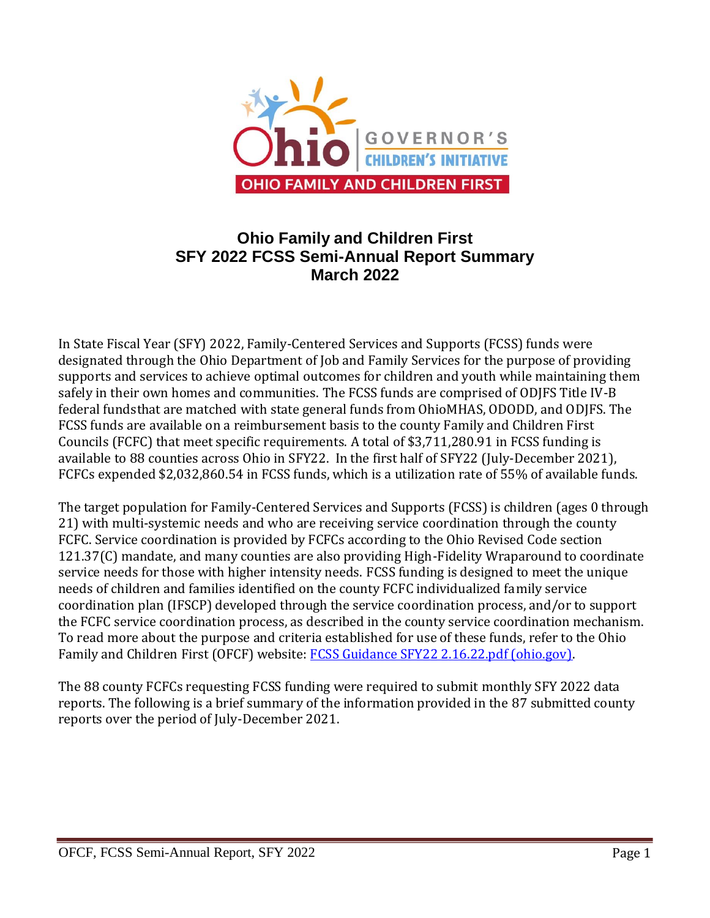# Ohio Family and Children First
## SFY 2022 FCSS Semi-Annual Report Summary
## March 2022

In State Fiscal Year (SFY) 2022, Family-Centered Services and Supports (FCSS) funds were designated through the Ohio Department of Job and Family Services for the purpose of providing supports and services to achieve optimal outcomes for children and youth while maintaining them safely in their own homes and communities. The FCSS funds are comprised of ODJFS Title IV-B federal fundsthat are matched with state general funds from OhioMHAS, ODODD, and ODJFS. The FCSS funds are available on a reimbursement basis to the county Family and Children First Councils (FCFC) that meet specific requirements. A total of $3,711,280.91 in FCSS funding is available to 88 counties across Ohio in SFY22. In the first half of SFY22 (July-December 2021), FCFCs expended $2,032,860.54 in FCSS funds, which is a utilization rate of 55% of available funds.

The target population for Family-Centered Services and Supports (FCSS) is children (ages 0 through 21) with multi-systemic needs and who are receiving service coordination through the county FCFC. Service coordination is provided by FCFCs according to the Ohio Revised Code section 121.37(C) mandate, and many counties are also providing High-Fidelity Wraparound to coordinate service needs for those with higher intensity needs. FCSS funding is designed to meet the unique needs of children and families identified on the county FCFC individualized family service coordination plan (IFSCP) developed through the service coordination process, and/or to support the FCFC service coordination process, as described in the county service coordination mechanism. To read more about the purpose and criteria established for use of these funds, refer to the Ohio Family and Children First (OFCF) website: [FCSS Guidance SFY22 2.16.22.pdf (ohio.gov)](FCSS Guidance SFY22 2.16.22.pdf (ohio.gov)).

The 88 county FCFCs requesting FCSS funding were required to submit monthly SFY 2022 data reports. The following is a brief summary of the information provided in the 87 submitted county reports over the period of July-December 2021.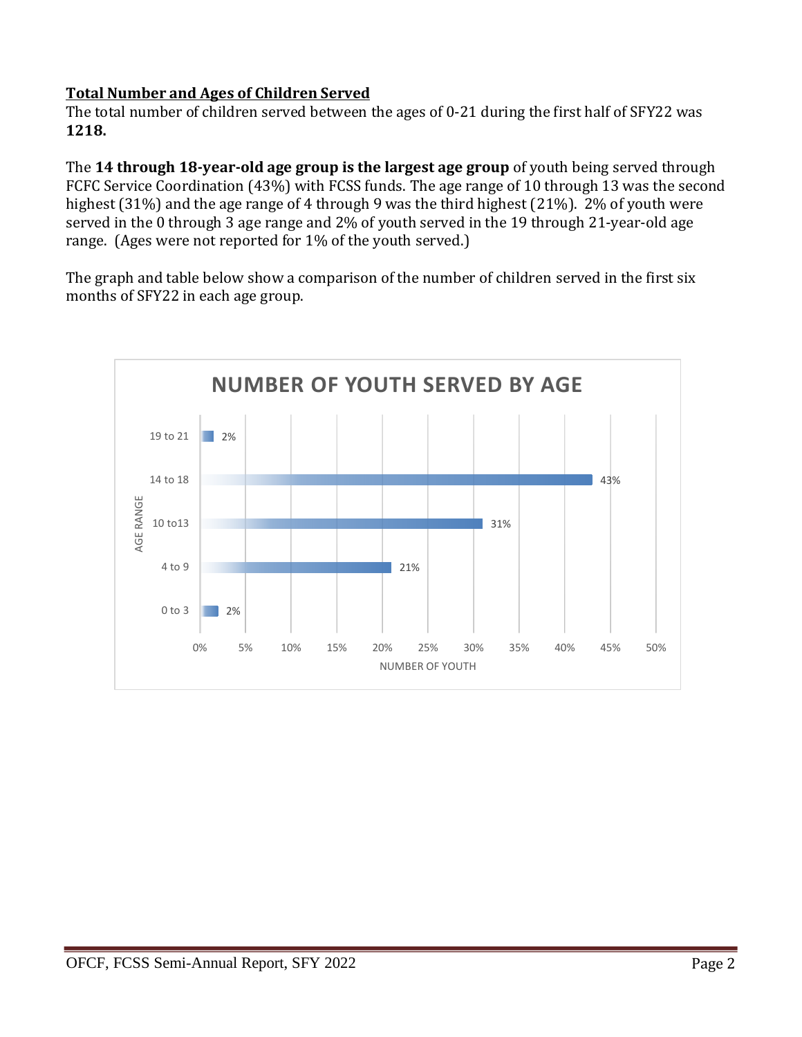**Total Number and Ages of Children Served**

The total number of children served between the ages of 0-21 during the first half of SFY22 was **1218.**

The **14 through 18-year-old age group is the largest age group** of youth being served through FCFC Service Coordination (43%) with FCSS funds. The age range of 10 through 13 was the second highest (31%) and the age range of 4 through 9 was the third highest (21%). 2% of youth were served in the 0 through 3 age range and 2% of youth served in the 19 through 21-year-old age range. (Ages were not reported for 1% of the youth served.)

The graph and table below show a comparison of the number of children served in the first six months of SFY22 in each age group.

**NUMBER OF YOUTH SERVED BY AGE**

| AGE RANGE | NUMBER OF YOUTH |
|---|---|
| 19 to 21 | 2% |
| 14 to 18 | 43% |
| 10 to13 | 31% |
| 4 to 9 | 21% |
| 0 to 3 | 2% |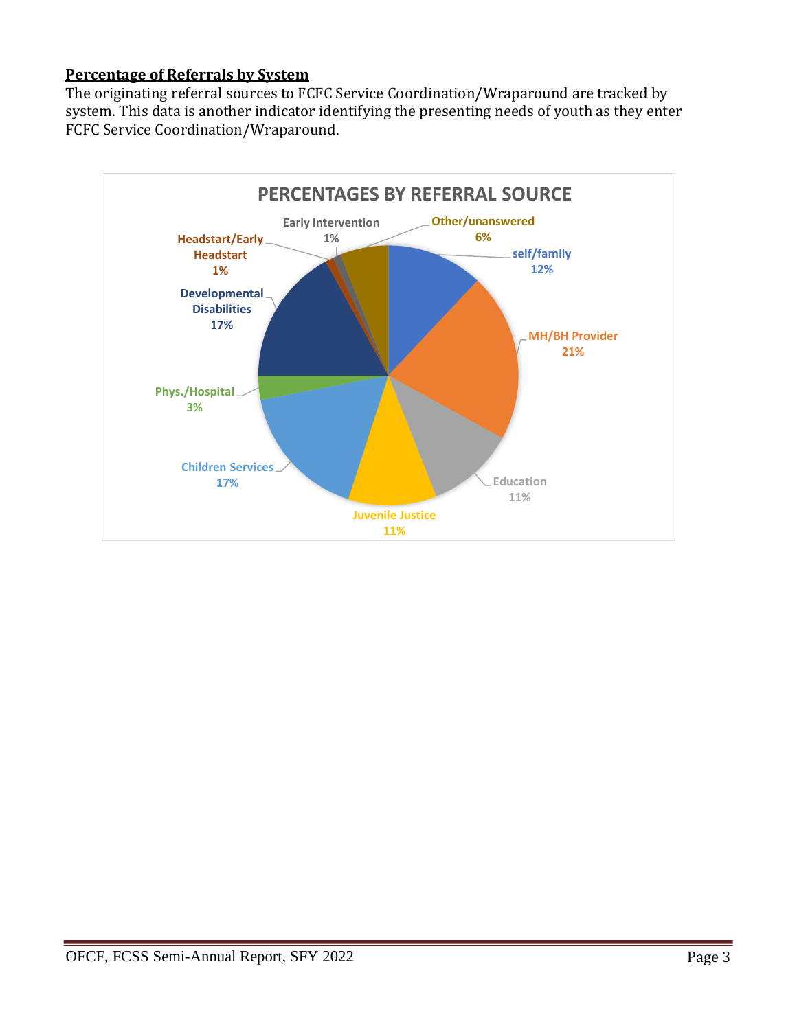**Percentage of Referrals by System**

The originating referral sources to FCFC Service Coordination/Wraparound are tracked by system. This data is another indicator identifying the presenting needs of youth as they enter FCFC Service Coordination/Wraparound.

**PERCENTAGES BY REFERRAL SOURCE**

| Referral Source | Percentage |
| --- | --- |
| self/family | 12% |
| MH/BH Provider | 21% |
| Education | 11% |
| Juvenile Justice | 11% |
| Children Services | 17% |
| Phys./Hospital | 3% |
| Developmental Disabilities | 17% |
| Headstart/Early Headstart | 1% |
| Early Intervention | 1% |
| Other/unanswered | 6% |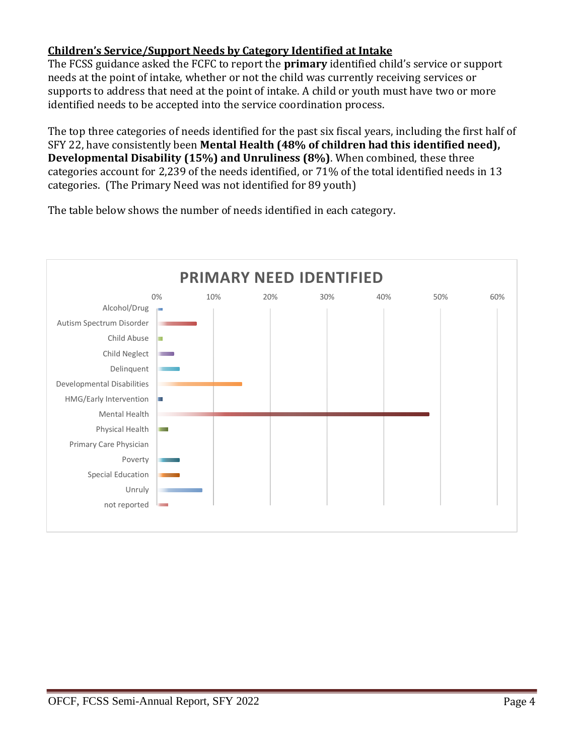**Children's Service/Support Needs by Category Identified at Intake**

The FCSS guidance asked the FCFC to report the **primary** identified child's service or support needs at the point of intake, whether or not the child was currently receiving services or supports to address that need at the point of intake. A child or youth must have two or more identified needs to be accepted into the service coordination process.

The top three categories of needs identified for the past six fiscal years, including the first half of SFY 22, have consistently been **Mental Health (48% of children had this identified need), Developmental Disability (15%) and Unruliness (8%)**. When combined, these three categories account for 2,239 of the needs identified, or 71% of the total identified needs in 13 categories. (The Primary Need was not identified for 89 youth)

The table below shows the number of needs identified in each category.

**PRIMARY NEED IDENTIFIED**

Categories: Alcohol/Drug, Autism Spectrum Disorder, Child Abuse, Child Neglect, Delinquent, Developmental Disabilities, HMG/Early Intervention, Mental Health, Physical Health, Primary Care Physician, Poverty, Special Education, Unruly, not reported

Axis: 0%, 10%, 20%, 30%, 40%, 50%, 60%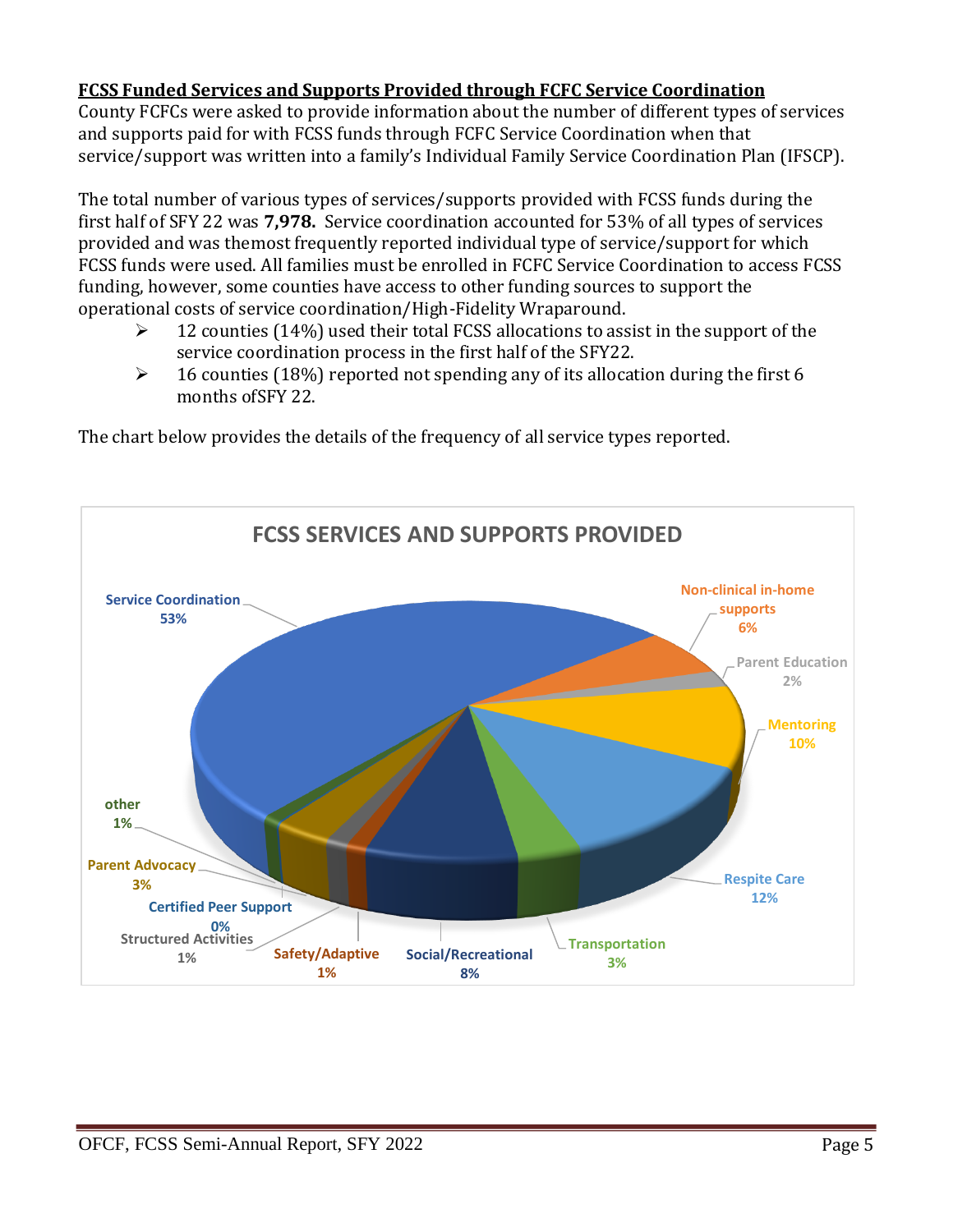**FCSS Funded Services and Supports Provided through FCFC Service Coordination**

County FCFCs were asked to provide information about the number of different types of services and supports paid for with FCSS funds through FCFC Service Coordination when that service/support was written into a family's Individual Family Service Coordination Plan (IFSCP).

The total number of various types of services/supports provided with FCSS funds during the first half of SFY 22 was **7,978.** Service coordination accounted for 53% of all types of services provided and was themost frequently reported individual type of service/support for which FCSS funds were used. All families must be enrolled in FCFC Service Coordination to access FCSS funding, however, some counties have access to other funding sources to support the operational costs of service coordination/High-Fidelity Wraparound.

- 12 counties (14%) used their total FCSS allocations to assist in the support of the service coordination process in the first half of the SFY22.
- 16 counties (18%) reported not spending any of its allocation during the first 6 months ofSFY 22.

The chart below provides the details of the frequency of all service types reported.

**FCSS SERVICES AND SUPPORTS PROVIDED**

| Service/Support | Percent |
|---|---|
| Service Coordination | 53% |
| Non-clinical in-home supports | 6% |
| Parent Education | 2% |
| Mentoring | 10% |
| Respite Care | 12% |
| Transportation | 3% |
| Social/Recreational | 8% |
| Safety/Adaptive | 1% |
| Structured Activities | 1% |
| Certified Peer Support | 0% |
| Parent Advocacy | 3% |
| other | 1% |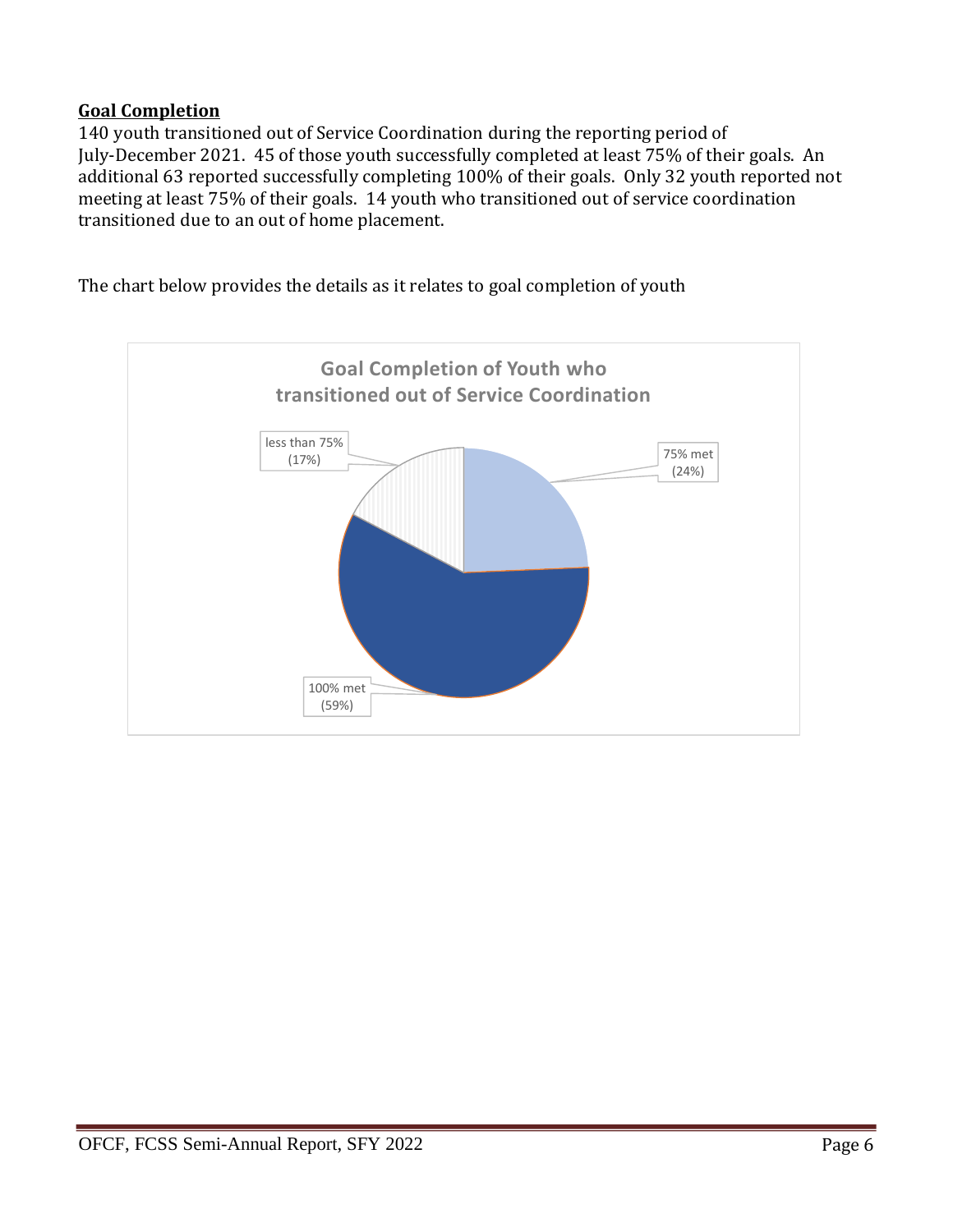**Goal Completion**

140 youth transitioned out of Service Coordination during the reporting period of July-December 2021. 45 of those youth successfully completed at least 75% of their goals. An additional 63 reported successfully completing 100% of their goals. Only 32 youth reported not meeting at least 75% of their goals. 14 youth who transitioned out of service coordination transitioned due to an out of home placement.

The chart below provides the details as it relates to goal completion of youth

**Goal Completion of Youth who transitioned out of Service Coordination**

| Category | Percentage |
|---|---|
| 75% met | 24% |
| 100% met | 59% |
| less than 75% | 17% |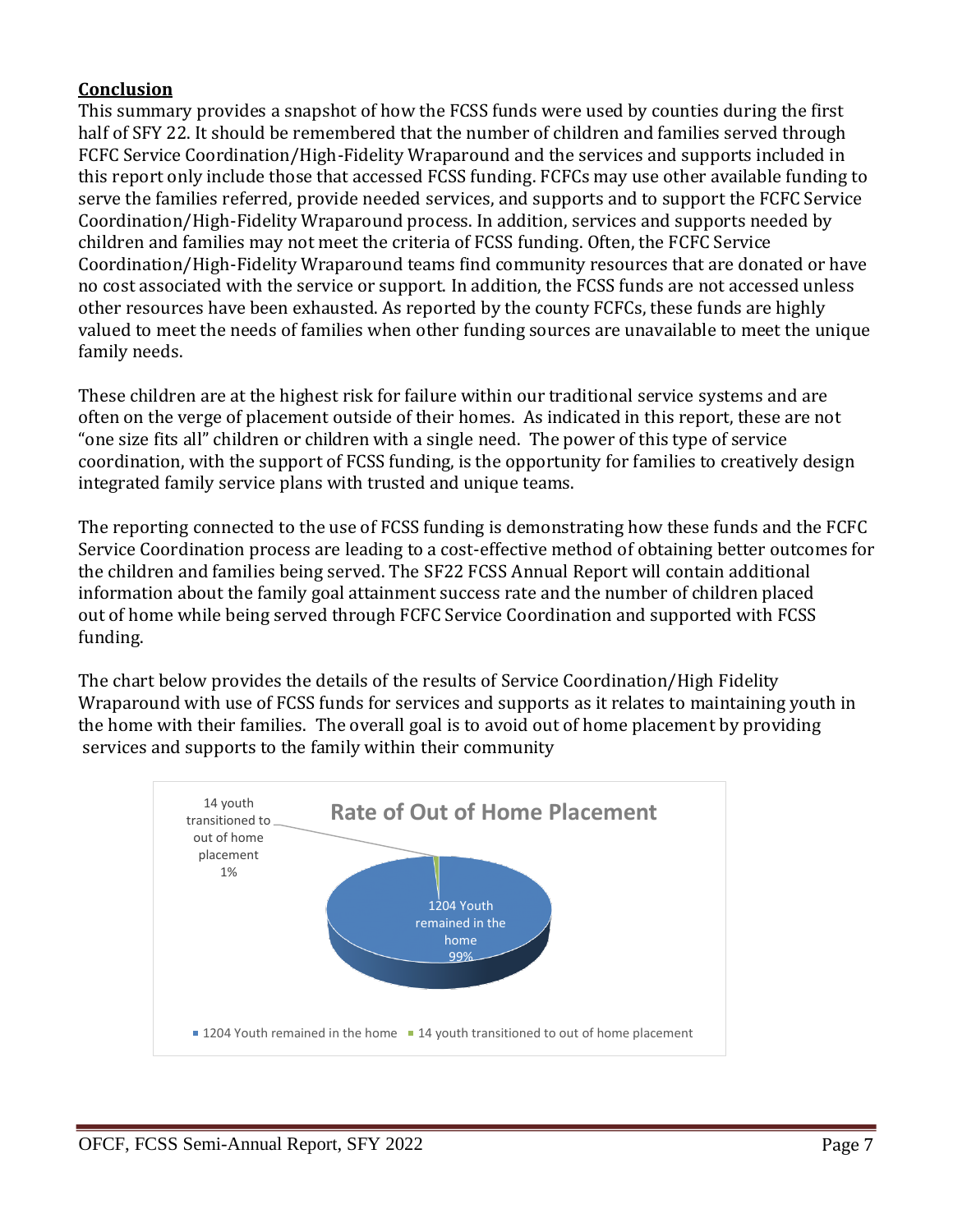## Conclusion

This summary provides a snapshot of how the FCSS funds were used by counties during the first half of SFY 22. It should be remembered that the number of children and families served through FCFC Service Coordination/High-Fidelity Wraparound and the services and supports included in this report only include those that accessed FCSS funding. FCFCs may use other available funding to serve the families referred, provide needed services, and supports and to support the FCFC Service Coordination/High-Fidelity Wraparound process. In addition, services and supports needed by children and families may not meet the criteria of FCSS funding. Often, the FCFC Service Coordination/High-Fidelity Wraparound teams find community resources that are donated or have no cost associated with the service or support. In addition, the FCSS funds are not accessed unless other resources have been exhausted. As reported by the county FCFCs, these funds are highly valued to meet the needs of families when other funding sources are unavailable to meet the unique family needs.

These children are at the highest risk for failure within our traditional service systems and are often on the verge of placement outside of their homes. As indicated in this report, these are not "one size fits all" children or children with a single need. The power of this type of service coordination, with the support of FCSS funding, is the opportunity for families to creatively design integrated family service plans with trusted and unique teams.

The reporting connected to the use of FCSS funding is demonstrating how these funds and the FCFC Service Coordination process are leading to a cost-effective method of obtaining better outcomes for the children and families being served. The SF22 FCSS Annual Report will contain additional information about the family goal attainment success rate and the number of children placed out of home while being served through FCFC Service Coordination and supported with FCSS funding.

The chart below provides the details of the results of Service Coordination/High Fidelity Wraparound with use of FCSS funds for services and supports as it relates to maintaining youth in the home with their families. The overall goal is to avoid out of home placement by providing services and supports to the family within their community

Rate of Out of Home Placement

14 youth transitioned to out of home placement 1%

1204 Youth remained in the home 99%

1204 Youth remained in the home
14 youth transitioned to out of home placement